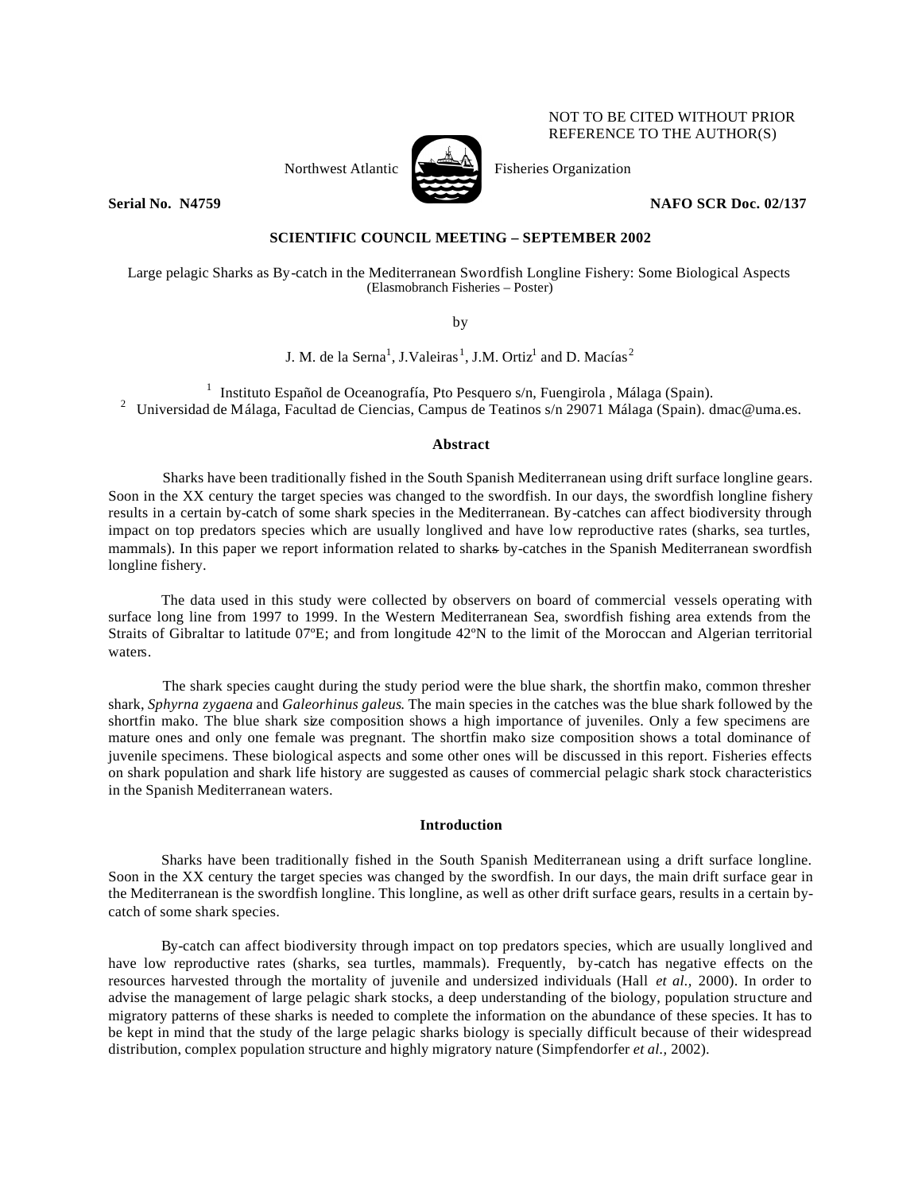NOT TO BE CITED WITHOUT PRIOR REFERENCE TO THE AUTHOR(S)

Northwest Atlantic Fisheries Organization

**Serial No. N4759** **NAFO SCR Doc. 02/137**

**SCIENTIFIC COUNCIL MEETING – SEPTEMBER 2002**

Large pelagic Sharks as By-catch in the Mediterranean Swordfish Longline Fishery: Some Biological Aspects
(Elasmobranch Fisheries – Poster)

by

J. M. de la Serna[1], J.Valeiras[1], J.M. Ortiz[1] and D. Macías[2]

[1] Instituto Español de Oceanografía, Pto Pesquero s/n, Fuengirola , Málaga (Spain).
[2] Universidad de Málaga, Facultad de Ciencias, Campus de Teatinos s/n 29071 Málaga (Spain). dmac@uma.es.

## Abstract

Sharks have been traditionally fished in the South Spanish Mediterranean using drift surface longline gears. Soon in the XX century the target species was changed to the swordfish. In our days, the swordfish longline fishery results in a certain by-catch of some shark species in the Mediterranean. By-catches can affect biodiversity through impact on top predators species which are usually longlived and have low reproductive rates (sharks, sea turtles, mammals). In this paper we report information related to sharks by-catches in the Spanish Mediterranean swordfish longline fishery.

The data used in this study were collected by observers on board of commercial vessels operating with surface long line from 1997 to 1999. In the Western Mediterranean Sea, swordfish fishing area extends from the Straits of Gibraltar to latitude 07ºE; and from longitude 42ºN to the limit of the Moroccan and Algerian territorial waters.

The shark species caught during the study period were the blue shark, the shortfin mako, common thresher shark, *Sphyrna zygaena* and *Galeorhinus galeus*. The main species in the catches was the blue shark followed by the shortfin mako. The blue shark size composition shows a high importance of juveniles. Only a few specimens are mature ones and only one female was pregnant. The shortfin mako size composition shows a total dominance of juvenile specimens. These biological aspects and some other ones will be discussed in this report. Fisheries effects on shark population and shark life history are suggested as causes of commercial pelagic shark stock characteristics in the Spanish Mediterranean waters.

## Introduction

Sharks have been traditionally fished in the South Spanish Mediterranean using a drift surface longline. Soon in the XX century the target species was changed by the swordfish. In our days, the main drift surface gear in the Mediterranean is the swordfish longline. This longline, as well as other drift surface gears, results in a certain by-catch of some shark species.

By-catch can affect biodiversity through impact on top predators species, which are usually longlived and have low reproductive rates (sharks, sea turtles, mammals). Frequently, by-catch has negative effects on the resources harvested through the mortality of juvenile and undersized individuals (Hall *et al.*, 2000). In order to advise the management of large pelagic shark stocks, a deep understanding of the biology, population structure and migratory patterns of these sharks is needed to complete the information on the abundance of these species. It has to be kept in mind that the study of the large pelagic sharks biology is specially difficult because of their widespread distribution, complex population structure and highly migratory nature (Simpfendorfer *et al.*, 2002).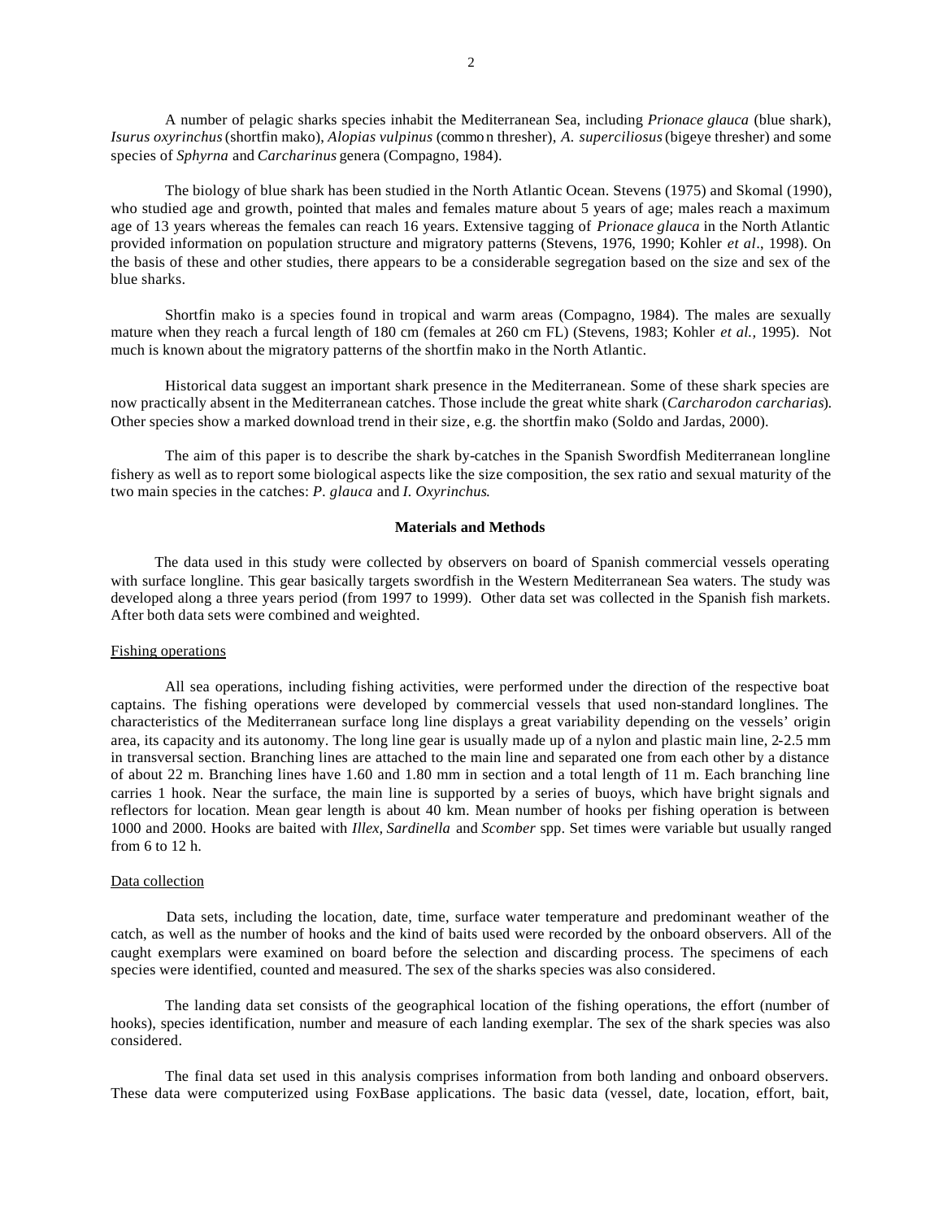A number of pelagic sharks species inhabit the Mediterranean Sea, including *Prionace glauca* (blue shark), *Isurus oxyrinchus* (shortfin mako), *Alopias vulpinus* (common thresher), *A. superciliosus* (bigeye thresher) and some species of *Sphyrna* and *Carcharinus* genera (Compagno, 1984).

The biology of blue shark has been studied in the North Atlantic Ocean. Stevens (1975) and Skomal (1990), who studied age and growth, pointed that males and females mature about 5 years of age; males reach a maximum age of 13 years whereas the females can reach 16 years. Extensive tagging of *Prionace glauca* in the North Atlantic provided information on population structure and migratory patterns (Stevens, 1976, 1990; Kohler *et al*., 1998). On the basis of these and other studies, there appears to be a considerable segregation based on the size and sex of the blue sharks.

Shortfin mako is a species found in tropical and warm areas (Compagno, 1984). The males are sexually mature when they reach a furcal length of 180 cm (females at 260 cm FL) (Stevens, 1983; Kohler *et al.,* 1995). Not much is known about the migratory patterns of the shortfin mako in the North Atlantic.

Historical data suggest an important shark presence in the Mediterranean. Some of these shark species are now practically absent in the Mediterranean catches. Those include the great white shark (*Carcharodon carcharias*). Other species show a marked download trend in their size, e.g. the shortfin mako (Soldo and Jardas, 2000).

The aim of this paper is to describe the shark by-catches in the Spanish Swordfish Mediterranean longline fishery as well as to report some biological aspects like the size composition, the sex ratio and sexual maturity of the two main species in the catches: *P. glauca* and *I. Oxyrinchus*.

## Materials and Methods

The data used in this study were collected by observers on board of Spanish commercial vessels operating with surface longline. This gear basically targets swordfish in the Western Mediterranean Sea waters. The study was developed along a three years period (from 1997 to 1999). Other data set was collected in the Spanish fish markets. After both data sets were combined and weighted.

### Fishing operations

All sea operations, including fishing activities, were performed under the direction of the respective boat captains. The fishing operations were developed by commercial vessels that used non-standard longlines. The characteristics of the Mediterranean surface long line displays a great variability depending on the vessels' origin area, its capacity and its autonomy. The long line gear is usually made up of a nylon and plastic main line, 2-2.5 mm in transversal section. Branching lines are attached to the main line and separated one from each other by a distance of about 22 m. Branching lines have 1.60 and 1.80 mm in section and a total length of 11 m. Each branching line carries 1 hook. Near the surface, the main line is supported by a series of buoys, which have bright signals and reflectors for location. Mean gear length is about 40 km. Mean number of hooks per fishing operation is between 1000 and 2000. Hooks are baited with *Illex, Sardinella* and *Scomber* spp. Set times were variable but usually ranged from 6 to 12 h.

### Data collection

Data sets, including the location, date, time, surface water temperature and predominant weather of the catch, as well as the number of hooks and the kind of baits used were recorded by the onboard observers. All of the caught exemplars were examined on board before the selection and discarding process. The specimens of each species were identified, counted and measured. The sex of the sharks species was also considered.

The landing data set consists of the geographical location of the fishing operations, the effort (number of hooks), species identification, number and measure of each landing exemplar. The sex of the shark species was also considered.

The final data set used in this analysis comprises information from both landing and onboard observers. These data were computerized using FoxBase applications. The basic data (vessel, date, location, effort, bait,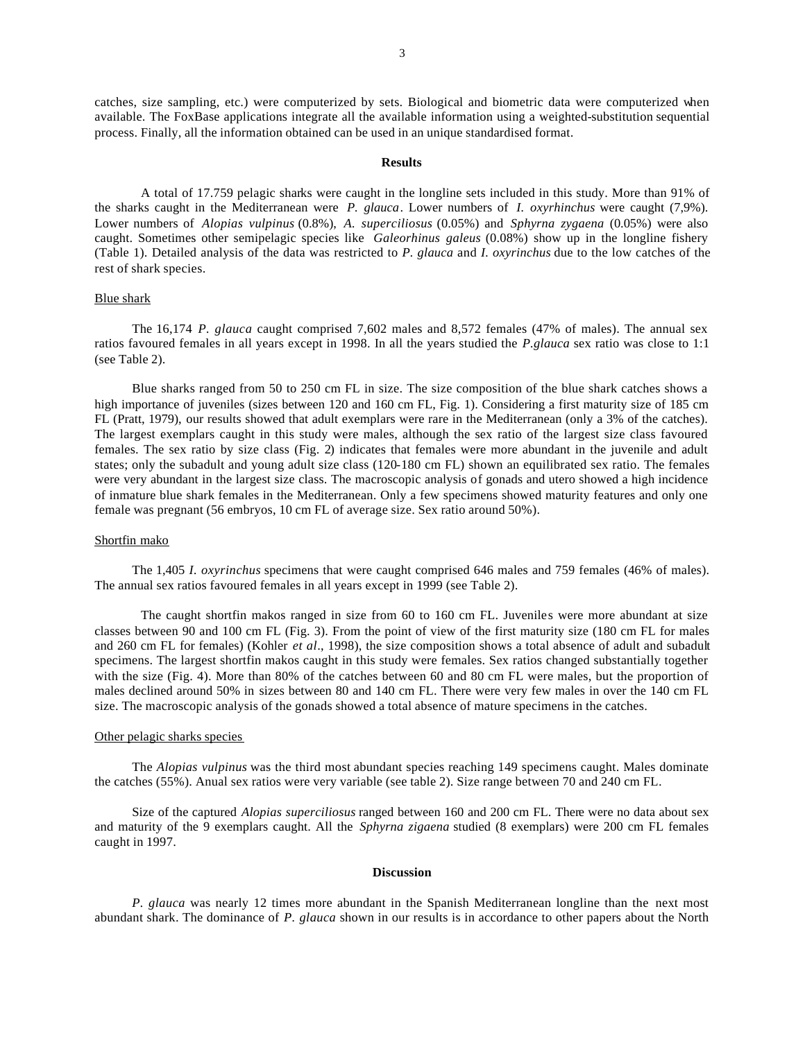catches, size sampling, etc.) were computerized by sets. Biological and biometric data were computerized when available. The FoxBase applications integrate all the available information using a weighted-substitution sequential process. Finally, all the information obtained can be used in an unique standardised format.

## Results

A total of 17.759 pelagic sharks were caught in the longline sets included in this study. More than 91% of the sharks caught in the Mediterranean were *P. glauca*. Lower numbers of *I. oxyrhinchus* were caught (7,9%). Lower numbers of *Alopias vulpinus* (0.8%), *A. superciliosus* (0.05%) and *Sphyrna zygaena* (0.05%) were also caught. Sometimes other semipelagic species like *Galeorhinus galeus* (0.08%) show up in the longline fishery (Table 1). Detailed analysis of the data was restricted to *P. glauca* and *I. oxyrinchus* due to the low catches of the rest of shark species.

### Blue shark

The 16,174 *P. glauca* caught comprised 7,602 males and 8,572 females (47% of males). The annual sex ratios favoured females in all years except in 1998. In all the years studied the *P.glauca* sex ratio was close to 1:1 (see Table 2).

Blue sharks ranged from 50 to 250 cm FL in size. The size composition of the blue shark catches shows a high importance of juveniles (sizes between 120 and 160 cm FL, Fig. 1). Considering a first maturity size of 185 cm FL (Pratt, 1979), our results showed that adult exemplars were rare in the Mediterranean (only a 3% of the catches). The largest exemplars caught in this study were males, although the sex ratio of the largest size class favoured females. The sex ratio by size class (Fig. 2) indicates that females were more abundant in the juvenile and adult states; only the subadult and young adult size class (120-180 cm FL) shown an equilibrated sex ratio. The females were very abundant in the largest size class. The macroscopic analysis of gonads and utero showed a high incidence of inmature blue shark females in the Mediterranean. Only a few specimens showed maturity features and only one female was pregnant (56 embryos, 10 cm FL of average size. Sex ratio around 50%).

### Shortfin mako

The 1,405 *I. oxyrinchus* specimens that were caught comprised 646 males and 759 females (46% of males). The annual sex ratios favoured females in all years except in 1999 (see Table 2).

The caught shortfin makos ranged in size from 60 to 160 cm FL. Juveniles were more abundant at size classes between 90 and 100 cm FL (Fig. 3). From the point of view of the first maturity size (180 cm FL for males and 260 cm FL for females) (Kohler *et al*., 1998), the size composition shows a total absence of adult and subadult specimens. The largest shortfin makos caught in this study were females. Sex ratios changed substantially together with the size (Fig. 4). More than 80% of the catches between 60 and 80 cm FL were males, but the proportion of males declined around 50% in sizes between 80 and 140 cm FL. There were very few males in over the 140 cm FL size. The macroscopic analysis of the gonads showed a total absence of mature specimens in the catches.

### Other pelagic sharks species

The *Alopias vulpinus* was the third most abundant species reaching 149 specimens caught. Males dominate the catches (55%). Anual sex ratios were very variable (see table 2). Size range between 70 and 240 cm FL.

Size of the captured *Alopias superciliosus* ranged between 160 and 200 cm FL. There were no data about sex and maturity of the 9 exemplars caught. All the *Sphyrna zigaena* studied (8 exemplars) were 200 cm FL females caught in 1997.

## Discussion

*P. glauca* was nearly 12 times more abundant in the Spanish Mediterranean longline than the next most abundant shark. The dominance of *P. glauca* shown in our results is in accordance to other papers about the North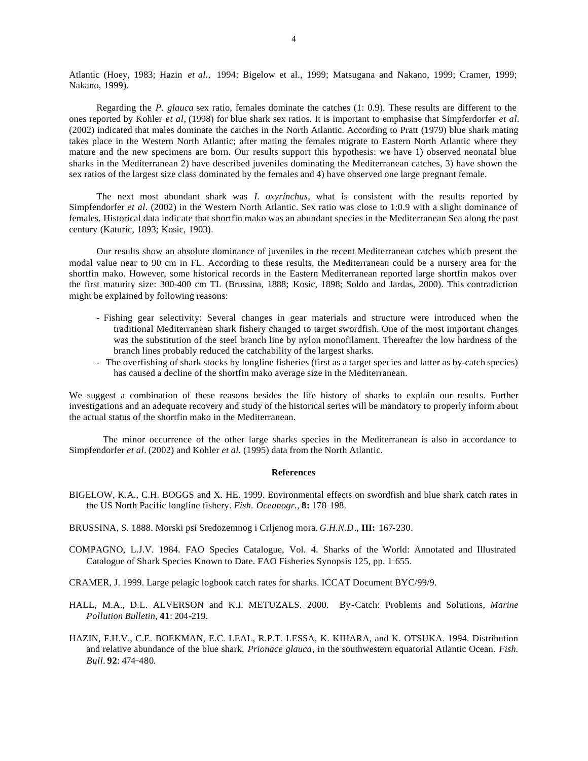Atlantic (Hoey, 1983; Hazin *et al.,* 1994; Bigelow et al., 1999; Matsugana and Nakano, 1999; Cramer, 1999; Nakano, 1999).

Regarding the *P. glauca* sex ratio, females dominate the catches (1: 0.9). These results are different to the ones reported by Kohler *et al,* (1998) for blue shark sex ratios. It is important to emphasise that Simpferdorfer *et al*. (2002) indicated that males dominate the catches in the North Atlantic. According to Pratt (1979) blue shark mating takes place in the Western North Atlantic; after mating the females migrate to Eastern North Atlantic where they mature and the new specimens are born. Our results support this hypothesis: we have 1) observed neonatal blue sharks in the Mediterranean 2) have described juveniles dominating the Mediterranean catches, 3) have shown the sex ratios of the largest size class dominated by the females and 4) have observed one large pregnant female.

The next most abundant shark was *I. oxyrinchus,* what is consistent with the results reported by Simpfendorfer *et al*. (2002) in the Western North Atlantic. Sex ratio was close to 1:0.9 with a slight dominance of females. Historical data indicate that shortfin mako was an abundant species in the Mediterranean Sea along the past century (Katuric, 1893; Kosic, 1903).

Our results show an absolute dominance of juveniles in the recent Mediterranean catches which present the modal value near to 90 cm in FL. According to these results, the Mediterranean could be a nursery area for the shortfin mako. However, some historical records in the Eastern Mediterranean reported large shortfin makos over the first maturity size: 300-400 cm TL (Brussina, 1888; Kosic, 1898; Soldo and Jardas, 2000). This contradiction might be explained by following reasons:

- Fishing gear selectivity: Several changes in gear materials and structure were introduced when the traditional Mediterranean shark fishery changed to target swordfish. One of the most important changes was the substitution of the steel branch line by nylon monofilament. Thereafter the low hardness of the branch lines probably reduced the catchability of the largest sharks.
- The overfishing of shark stocks by longline fisheries (first as a target species and latter as by-catch species) has caused a decline of the shortfin mako average size in the Mediterranean.

We suggest a combination of these reasons besides the life history of sharks to explain our results. Further investigations and an adequate recovery and study of the historical series will be mandatory to properly inform about the actual status of the shortfin mako in the Mediterranean.

The minor occurrence of the other large sharks species in the Mediterranean is also in accordance to Simpfendorfer *et al*. (2002) and Kohler *et al.* (1995) data from the North Atlantic.

## References

BIGELOW, K.A., C.H. BOGGS and X. HE. 1999. Environmental effects on swordfish and blue shark catch rates in the US North Pacific longline fishery. *Fish. Oceanogr.,* **8:** 178-198.

BRUSSINA, S. 1888. Morski psi Sredozemnog i Crljenog mora. *G.H.N.D*., **III:** 167-230.

COMPAGNO, L.J.V. 1984. FAO Species Catalogue, Vol. 4. Sharks of the World: Annotated and Illustrated Catalogue of Shark Species Known to Date. FAO Fisheries Synopsis 125, pp. 1-655.

CRAMER, J. 1999. Large pelagic logbook catch rates for sharks. ICCAT Document BYC/99/9.

HALL, M.A., D.L. ALVERSON and K.I. METUZALS. 2000. By-Catch: Problems and Solutions, *Marine Pollution Bulletin,* **41**: 204-219.

HAZIN, F.H.V., C.E. BOEKMAN, E.C. LEAL, R.P.T. LESSA, K. KIHARA, and K. OTSUKA. 1994. Distribution and relative abundance of the blue shark, *Prionace glauca*, in the southwestern equatorial Atlantic Ocean. *Fish. Bull*. **92**: 474-480.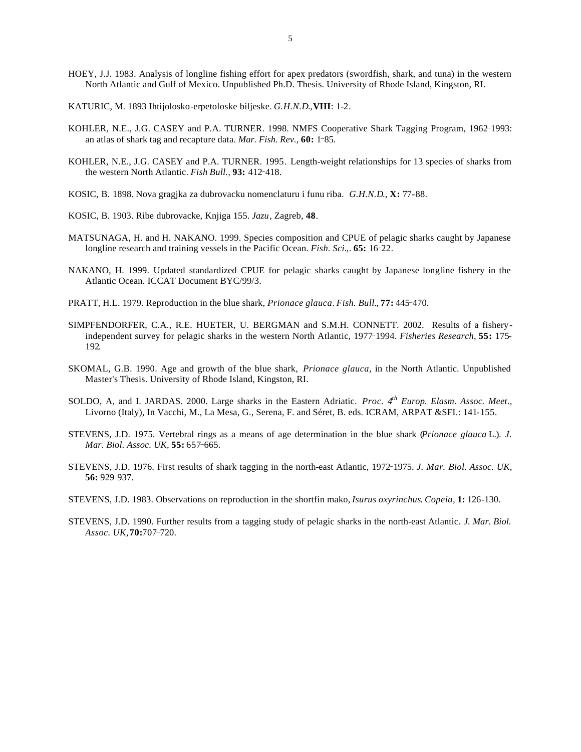HOEY, J.J. 1983. Analysis of longline fishing effort for apex predators (swordfish, shark, and tuna) in the western North Atlantic and Gulf of Mexico. Unpublished Ph.D. Thesis. University of Rhode Island, Kingston, RI.

KATURIC, M. 1893 Ihtijolosko-erpetoloske biljeske. *G.H.N.D.*, **VIII**: 1-2.

KOHLER, N.E., J.G. CASEY and P.A. TURNER. 1998. NMFS Cooperative Shark Tagging Program, 1962–1993: an atlas of shark tag and recapture data. *Mar. Fish. Rev.,* **60:** 1–85.

KOHLER, N.E., J.G. CASEY and P.A. TURNER. 1995. Length-weight relationships for 13 species of sharks from the western North Atlantic. *Fish Bull.,* **93:** 412–418.

KOSIC, B. 1898. Nova gragjka za dubrovacku nomenclaturu i funu riba. *G.H.N.D.*, **X:** 77-88.

KOSIC, B. 1903. Ribe dubrovacke, Knjiga 155. *Jazu*, Zagreb, **48**.

MATSUNAGA, H. and H. NAKANO. 1999. Species composition and CPUE of pelagic sharks caught by Japanese longline research and training vessels in the Pacific Ocean. *Fish. Sci.*,. **65:** 16–22.

NAKANO, H. 1999. Updated standardized CPUE for pelagic sharks caught by Japanese longline fishery in the Atlantic Ocean. ICCAT Document BYC/99/3.

PRATT, H.L. 1979. Reproduction in the blue shark, *Prionace glauca*. *Fish. Bull.*, **77:** 445–470.

SIMPFENDORFER, C.A., R.E. HUETER, U. BERGMAN and S.M.H. CONNETT. 2002. Results of a fishery-independent survey for pelagic sharks in the western North Atlantic, 1977–1994. *Fisheries Research*, **55:** 175-192.

SKOMAL, G.B. 1990. Age and growth of the blue shark, *Prionace glauca*, in the North Atlantic. Unpublished Master's Thesis. University of Rhode Island, Kingston, RI.

SOLDO, A, and I. JARDAS. 2000. Large sharks in the Eastern Adriatic. *Proc. 4th Europ. Elasm. Assoc. Meet.*, Livorno (Italy), In Vacchi, M., La Mesa, G., Serena, F. and Séret, B. eds. ICRAM, ARPAT &SFI.: 141-155.

STEVENS, J.D. 1975. Vertebral rings as a means of age determination in the blue shark (*Prionace glauca* L.). *J. Mar. Biol. Assoc. UK,* **55:** 657–665.

STEVENS, J.D. 1976. First results of shark tagging in the north-east Atlantic, 1972–1975. *J. Mar. Biol. Assoc. UK,* **56:** 929–937.

STEVENS, J.D. 1983. Observations on reproduction in the shortfin mako, *Isurus oxyrinchus*. *Copeia,* **1:** 126-130.

STEVENS, J.D. 1990. Further results from a tagging study of pelagic sharks in the north-east Atlantic. *J. Mar. Biol. Assoc. UK,* **70:**707–720.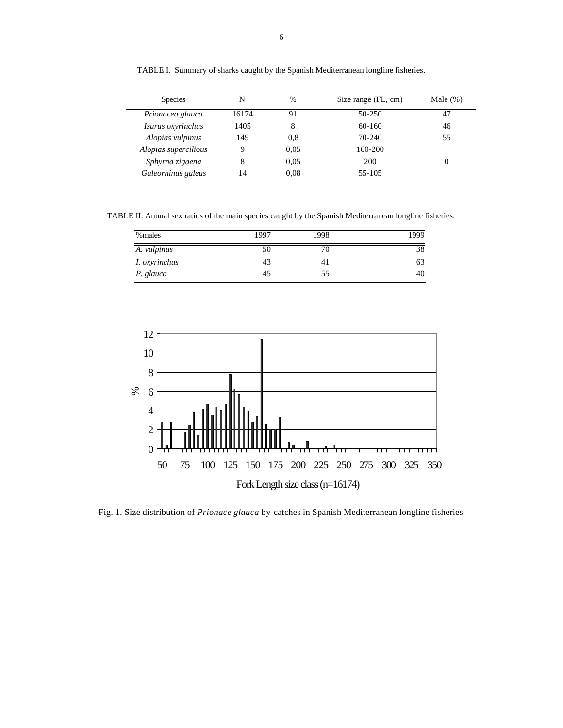TABLE I. Summary of sharks caught by the Spanish Mediterranean longline fisheries.

| Species | N | % | Size range (FL, cm) | Male (%) |
|---|---|---|---|---|
| *Prionacea glauca* | 16174 | 91 | 50-250 | 47 |
| *Isurus oxyrinchus* | 1405 | 8 | 60-160 | 46 |
| *Alopias vulpinus* | 149 | 0,8 | 70-240 | 55 |
| *Alopias supercilious* | 9 | 0,05 | 160-200 | |
| *Sphyrna zigaena* | 8 | 0,05 | 200 | 0 |
| *Galeorhinus galeus* | 14 | 0,08 | 55-105 | |

TABLE II. Annual sex ratios of the main species caught by the Spanish Mediterranean longline fisheries.

| %males | 1997 | 1998 | 1999 |
|---|---|---|---|
| *A. vulpinus* | 50 | 70 | 38 |
| *I. oxyrinchus* | 43 | 41 | 63 |
| *P. glauca* | 45 | 55 | 40 |

Fig. 1. Size distribution of *Prionace glauca* by-catches in Spanish Mediterranean longline fisheries.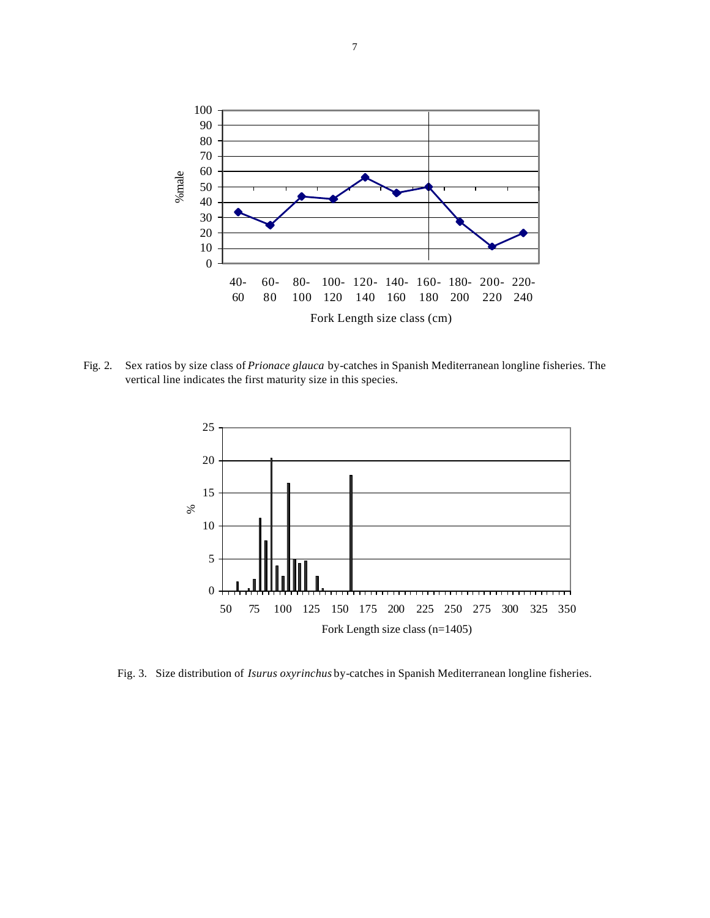Fig. 2. Sex ratios by size class of *Prionace glauca* by-catches in Spanish Mediterranean longline fisheries. The vertical line indicates the first maturity size in this species.

Fig. 3. Size distribution of *Isurus oxyrinchus* by-catches in Spanish Mediterranean longline fisheries.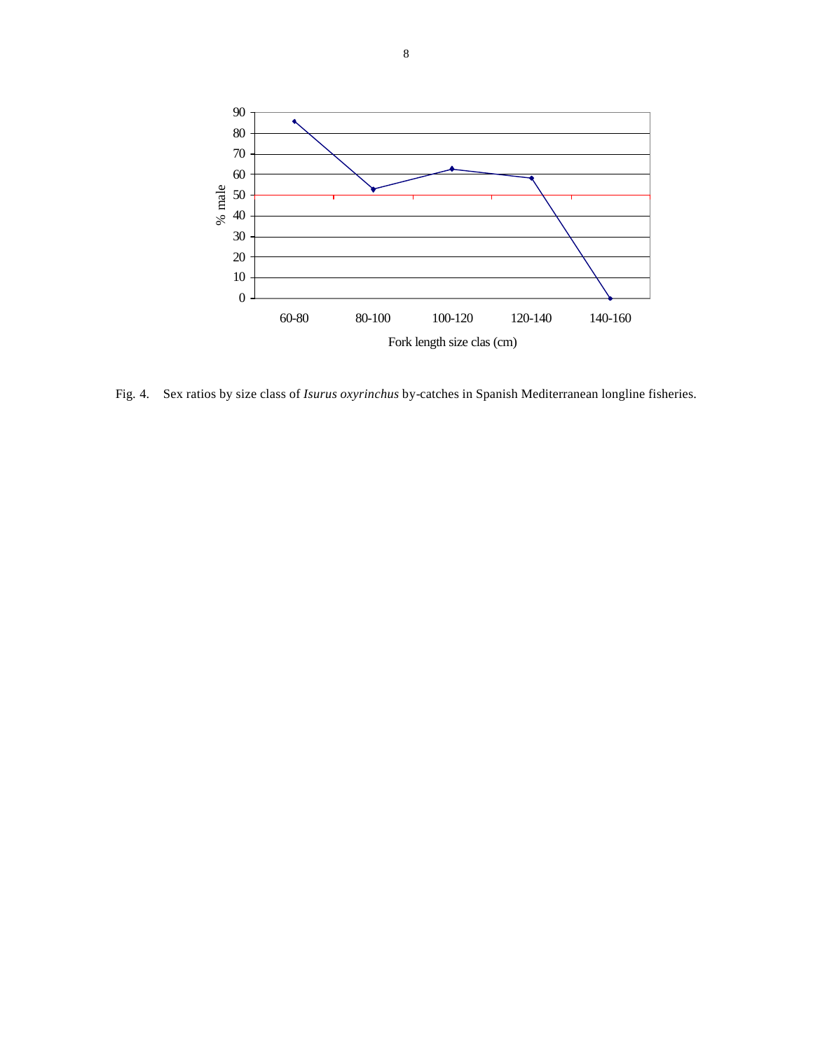90
80
70
60
50
40
30
20
10
0

% male

60-80
80-100
100-120
120-140
140-160

Fork length size clas (cm)

Fig. 4. Sex ratios by size class of *Isurus oxyrinchus* by-catches in Spanish Mediterranean longline fisheries.